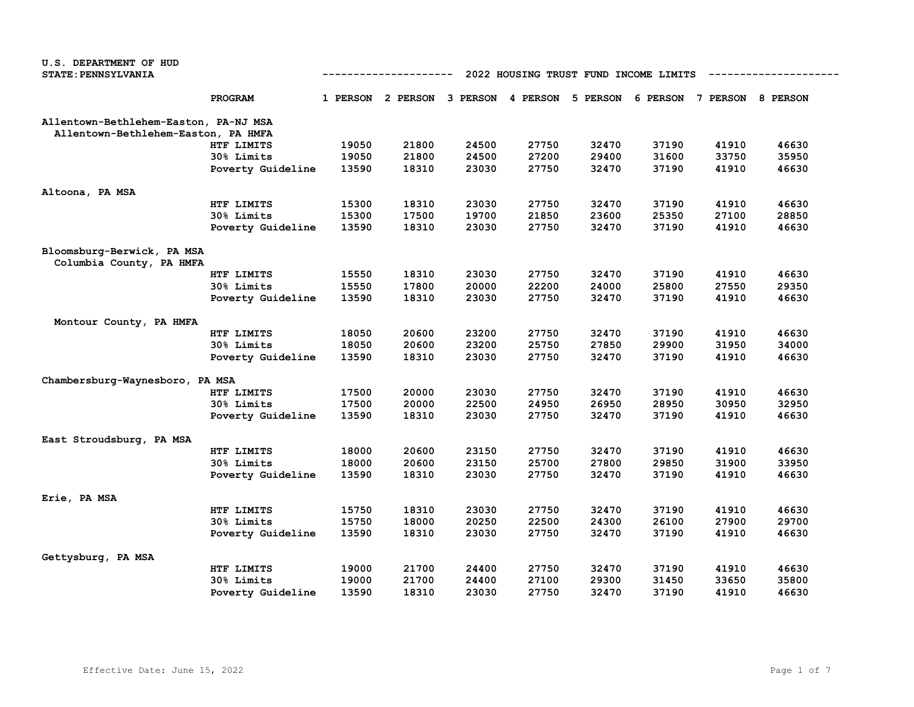U.S. DEPARTMENT OF HUD
STATE: PENNSYLVANIA

## 2022 HOUSING TRUST FUND INCOME LIMITS

| | PROGRAM | 1 PERSON | 2 PERSON | 3 PERSON | 4 PERSON | 5 PERSON | 6 PERSON | 7 PERSON | 8 PERSON |
|---|---|---|---|---|---|---|---|---|---|
| **Allentown-Bethlehem-Easton, PA-NJ MSA** | | | | | | | | | |
| Allentown-Bethlehem-Easton, PA HMFA | | | | | | | | | |
| | HTF LIMITS | 19050 | 21800 | 24500 | 27750 | 32470 | 37190 | 41910 | 46630 |
| | 30% Limits | 19050 | 21800 | 24500 | 27200 | 29400 | 31600 | 33750 | 35950 |
| | Poverty Guideline | 13590 | 18310 | 23030 | 27750 | 32470 | 37190 | 41910 | 46630 |
| **Altoona, PA MSA** | | | | | | | | | |
| | HTF LIMITS | 15300 | 18310 | 23030 | 27750 | 32470 | 37190 | 41910 | 46630 |
| | 30% Limits | 15300 | 17500 | 19700 | 21850 | 23600 | 25350 | 27100 | 28850 |
| | Poverty Guideline | 13590 | 18310 | 23030 | 27750 | 32470 | 37190 | 41910 | 46630 |
| **Bloomsburg-Berwick, PA MSA** | | | | | | | | | |
| Columbia County, PA HMFA | | | | | | | | | |
| | HTF LIMITS | 15550 | 18310 | 23030 | 27750 | 32470 | 37190 | 41910 | 46630 |
| | 30% Limits | 15550 | 17800 | 20000 | 22200 | 24000 | 25800 | 27550 | 29350 |
| | Poverty Guideline | 13590 | 18310 | 23030 | 27750 | 32470 | 37190 | 41910 | 46630 |
| Montour County, PA HMFA | | | | | | | | | |
| | HTF LIMITS | 18050 | 20600 | 23200 | 27750 | 32470 | 37190 | 41910 | 46630 |
| | 30% Limits | 18050 | 20600 | 23200 | 25750 | 27850 | 29900 | 31950 | 34000 |
| | Poverty Guideline | 13590 | 18310 | 23030 | 27750 | 32470 | 37190 | 41910 | 46630 |
| **Chambersburg-Waynesboro, PA MSA** | | | | | | | | | |
| | HTF LIMITS | 17500 | 20000 | 23030 | 27750 | 32470 | 37190 | 41910 | 46630 |
| | 30% Limits | 17500 | 20000 | 22500 | 24950 | 26950 | 28950 | 30950 | 32950 |
| | Poverty Guideline | 13590 | 18310 | 23030 | 27750 | 32470 | 37190 | 41910 | 46630 |
| **East Stroudsburg, PA MSA** | | | | | | | | | |
| | HTF LIMITS | 18000 | 20600 | 23150 | 27750 | 32470 | 37190 | 41910 | 46630 |
| | 30% Limits | 18000 | 20600 | 23150 | 25700 | 27800 | 29850 | 31900 | 33950 |
| | Poverty Guideline | 13590 | 18310 | 23030 | 27750 | 32470 | 37190 | 41910 | 46630 |
| **Erie, PA MSA** | | | | | | | | | |
| | HTF LIMITS | 15750 | 18310 | 23030 | 27750 | 32470 | 37190 | 41910 | 46630 |
| | 30% Limits | 15750 | 18000 | 20250 | 22500 | 24300 | 26100 | 27900 | 29700 |
| | Poverty Guideline | 13590 | 18310 | 23030 | 27750 | 32470 | 37190 | 41910 | 46630 |
| **Gettysburg, PA MSA** | | | | | | | | | |
| | HTF LIMITS | 19000 | 21700 | 24400 | 27750 | 32470 | 37190 | 41910 | 46630 |
| | 30% Limits | 19000 | 21700 | 24400 | 27100 | 29300 | 31450 | 33650 | 35800 |
| | Poverty Guideline | 13590 | 18310 | 23030 | 27750 | 32470 | 37190 | 41910 | 46630 |

Effective Date: June 15, 2022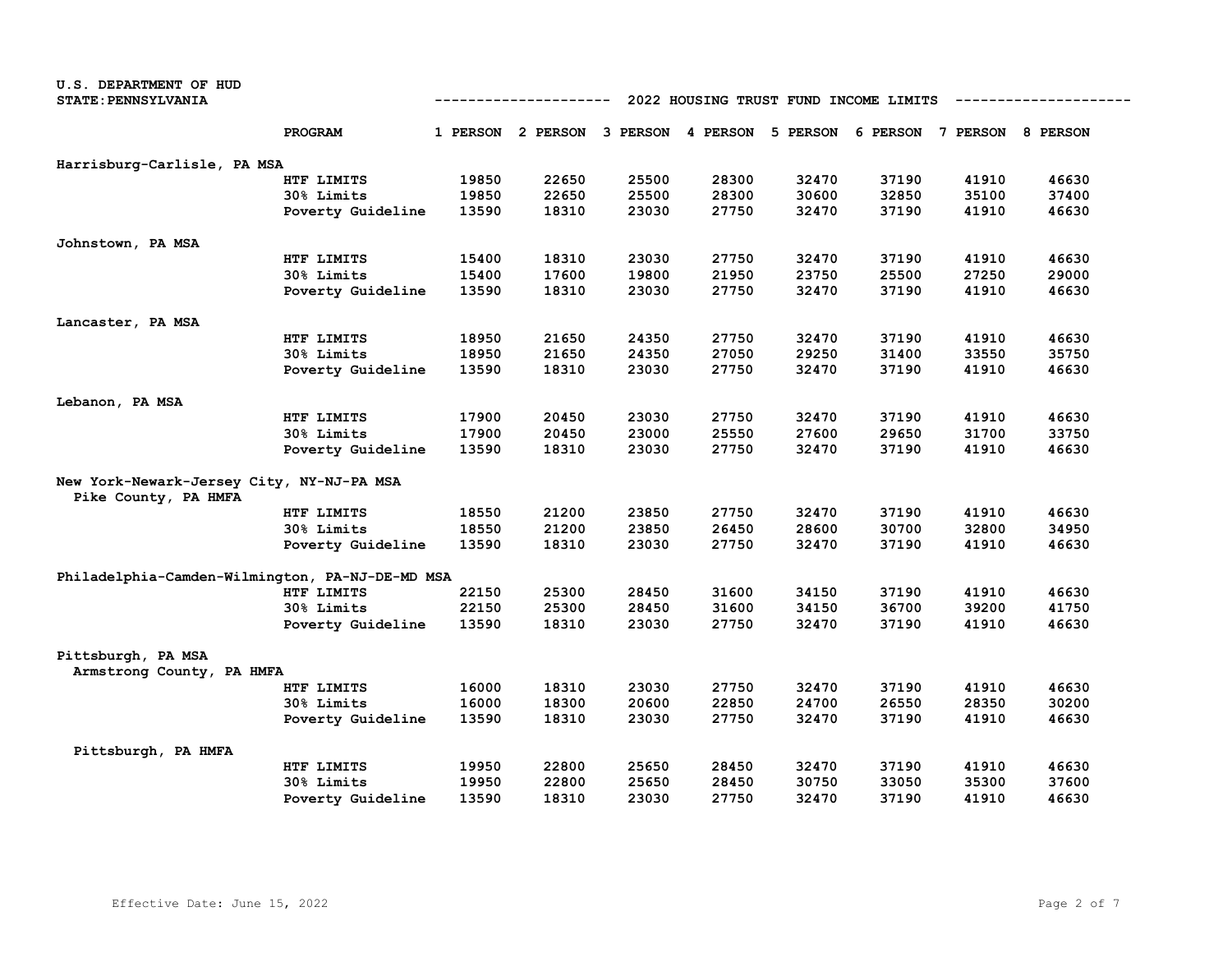U.S. DEPARTMENT OF HUD
STATE: PENNSYLVANIA

## 2022 HOUSING TRUST FUND INCOME LIMITS

| | PROGRAM | 1 PERSON | 2 PERSON | 3 PERSON | 4 PERSON | 5 PERSON | 6 PERSON | 7 PERSON | 8 PERSON |
|---|---|---|---|---|---|---|---|---|---|
| **Harrisburg-Carlisle, PA MSA** | | | | | | | | | |
| | HTF LIMITS | 19850 | 22650 | 25500 | 28300 | 32470 | 37190 | 41910 | 46630 |
| | 30% Limits | 19850 | 22650 | 25500 | 28300 | 30600 | 32850 | 35100 | 37400 |
| | Poverty Guideline | 13590 | 18310 | 23030 | 27750 | 32470 | 37190 | 41910 | 46630 |
| **Johnstown, PA MSA** | | | | | | | | | |
| | HTF LIMITS | 15400 | 18310 | 23030 | 27750 | 32470 | 37190 | 41910 | 46630 |
| | 30% Limits | 15400 | 17600 | 19800 | 21950 | 23750 | 25500 | 27250 | 29000 |
| | Poverty Guideline | 13590 | 18310 | 23030 | 27750 | 32470 | 37190 | 41910 | 46630 |
| **Lancaster, PA MSA** | | | | | | | | | |
| | HTF LIMITS | 18950 | 21650 | 24350 | 27750 | 32470 | 37190 | 41910 | 46630 |
| | 30% Limits | 18950 | 21650 | 24350 | 27050 | 29250 | 31400 | 33550 | 35750 |
| | Poverty Guideline | 13590 | 18310 | 23030 | 27750 | 32470 | 37190 | 41910 | 46630 |
| **Lebanon, PA MSA** | | | | | | | | | |
| | HTF LIMITS | 17900 | 20450 | 23030 | 27750 | 32470 | 37190 | 41910 | 46630 |
| | 30% Limits | 17900 | 20450 | 23000 | 25550 | 27600 | 29650 | 31700 | 33750 |
| | Poverty Guideline | 13590 | 18310 | 23030 | 27750 | 32470 | 37190 | 41910 | 46630 |
| **New York-Newark-Jersey City, NY-NJ-PA MSA** | | | | | | | | | |
| Pike County, PA HMFA | | | | | | | | | |
| | HTF LIMITS | 18550 | 21200 | 23850 | 27750 | 32470 | 37190 | 41910 | 46630 |
| | 30% Limits | 18550 | 21200 | 23850 | 26450 | 28600 | 30700 | 32800 | 34950 |
| | Poverty Guideline | 13590 | 18310 | 23030 | 27750 | 32470 | 37190 | 41910 | 46630 |
| **Philadelphia-Camden-Wilmington, PA-NJ-DE-MD MSA** | | | | | | | | | |
| | HTF LIMITS | 22150 | 25300 | 28450 | 31600 | 34150 | 37190 | 41910 | 46630 |
| | 30% Limits | 22150 | 25300 | 28450 | 31600 | 34150 | 36700 | 39200 | 41750 |
| | Poverty Guideline | 13590 | 18310 | 23030 | 27750 | 32470 | 37190 | 41910 | 46630 |
| **Pittsburgh, PA MSA** | | | | | | | | | |
| Armstrong County, PA HMFA | | | | | | | | | |
| | HTF LIMITS | 16000 | 18310 | 23030 | 27750 | 32470 | 37190 | 41910 | 46630 |
| | 30% Limits | 16000 | 18300 | 20600 | 22850 | 24700 | 26550 | 28350 | 30200 |
| | Poverty Guideline | 13590 | 18310 | 23030 | 27750 | 32470 | 37190 | 41910 | 46630 |
| Pittsburgh, PA HMFA | | | | | | | | | |
| | HTF LIMITS | 19950 | 22800 | 25650 | 28450 | 32470 | 37190 | 41910 | 46630 |
| | 30% Limits | 19950 | 22800 | 25650 | 28450 | 30750 | 33050 | 35300 | 37600 |
| | Poverty Guideline | 13590 | 18310 | 23030 | 27750 | 32470 | 37190 | 41910 | 46630 |

Effective Date: June 15, 2022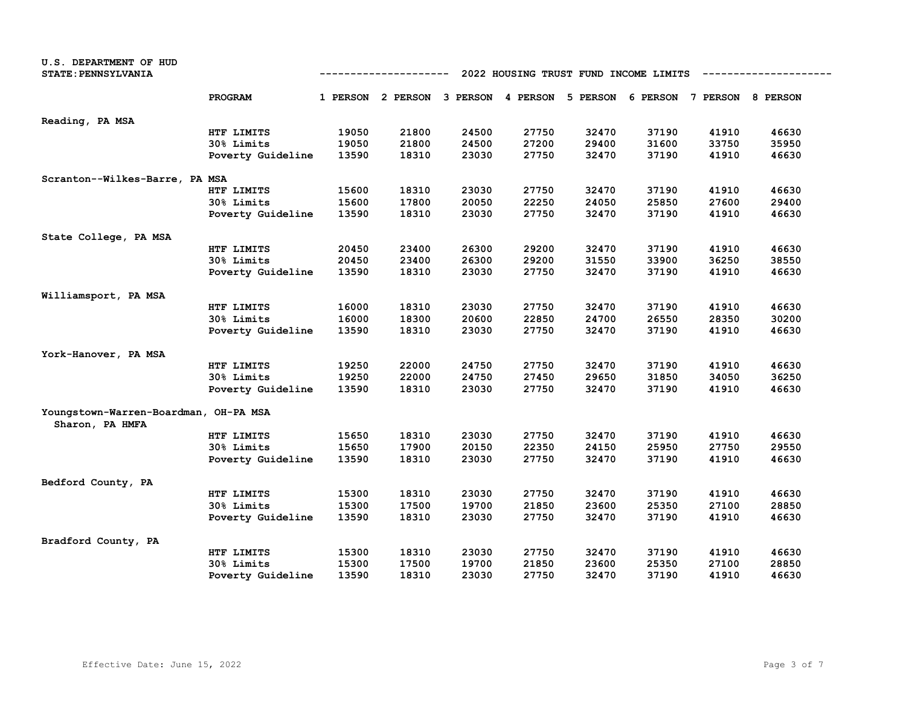U.S. DEPARTMENT OF HUD
STATE: PENNSYLVANIA

## 2022 HOUSING TRUST FUND INCOME LIMITS

| | PROGRAM | 1 PERSON | 2 PERSON | 3 PERSON | 4 PERSON | 5 PERSON | 6 PERSON | 7 PERSON | 8 PERSON |
|---|---|---|---|---|---|---|---|---|---|
| Reading, PA MSA | | | | | | | | | |
| | HTF LIMITS | 19050 | 21800 | 24500 | 27750 | 32470 | 37190 | 41910 | 46630 |
| | 30% Limits | 19050 | 21800 | 24500 | 27200 | 29400 | 31600 | 33750 | 35950 |
| | Poverty Guideline | 13590 | 18310 | 23030 | 27750 | 32470 | 37190 | 41910 | 46630 |
| Scranton--Wilkes-Barre, PA MSA | | | | | | | | | |
| | HTF LIMITS | 15600 | 18310 | 23030 | 27750 | 32470 | 37190 | 41910 | 46630 |
| | 30% Limits | 15600 | 17800 | 20050 | 22250 | 24050 | 25850 | 27600 | 29400 |
| | Poverty Guideline | 13590 | 18310 | 23030 | 27750 | 32470 | 37190 | 41910 | 46630 |
| State College, PA MSA | | | | | | | | | |
| | HTF LIMITS | 20450 | 23400 | 26300 | 29200 | 32470 | 37190 | 41910 | 46630 |
| | 30% Limits | 20450 | 23400 | 26300 | 29200 | 31550 | 33900 | 36250 | 38550 |
| | Poverty Guideline | 13590 | 18310 | 23030 | 27750 | 32470 | 37190 | 41910 | 46630 |
| Williamsport, PA MSA | | | | | | | | | |
| | HTF LIMITS | 16000 | 18310 | 23030 | 27750 | 32470 | 37190 | 41910 | 46630 |
| | 30% Limits | 16000 | 18300 | 20600 | 22850 | 24700 | 26550 | 28350 | 30200 |
| | Poverty Guideline | 13590 | 18310 | 23030 | 27750 | 32470 | 37190 | 41910 | 46630 |
| York-Hanover, PA MSA | | | | | | | | | |
| | HTF LIMITS | 19250 | 22000 | 24750 | 27750 | 32470 | 37190 | 41910 | 46630 |
| | 30% Limits | 19250 | 22000 | 24750 | 27450 | 29650 | 31850 | 34050 | 36250 |
| | Poverty Guideline | 13590 | 18310 | 23030 | 27750 | 32470 | 37190 | 41910 | 46630 |
| Youngstown-Warren-Boardman, OH-PA MSA<br>Sharon, PA HMFA | | | | | | | | | |
| | HTF LIMITS | 15650 | 18310 | 23030 | 27750 | 32470 | 37190 | 41910 | 46630 |
| | 30% Limits | 15650 | 17900 | 20150 | 22350 | 24150 | 25950 | 27750 | 29550 |
| | Poverty Guideline | 13590 | 18310 | 23030 | 27750 | 32470 | 37190 | 41910 | 46630 |
| Bedford County, PA | | | | | | | | | |
| | HTF LIMITS | 15300 | 18310 | 23030 | 27750 | 32470 | 37190 | 41910 | 46630 |
| | 30% Limits | 15300 | 17500 | 19700 | 21850 | 23600 | 25350 | 27100 | 28850 |
| | Poverty Guideline | 13590 | 18310 | 23030 | 27750 | 32470 | 37190 | 41910 | 46630 |
| Bradford County, PA | | | | | | | | | |
| | HTF LIMITS | 15300 | 18310 | 23030 | 27750 | 32470 | 37190 | 41910 | 46630 |
| | 30% Limits | 15300 | 17500 | 19700 | 21850 | 23600 | 25350 | 27100 | 28850 |
| | Poverty Guideline | 13590 | 18310 | 23030 | 27750 | 32470 | 37190 | 41910 | 46630 |

Effective Date: June 15, 2022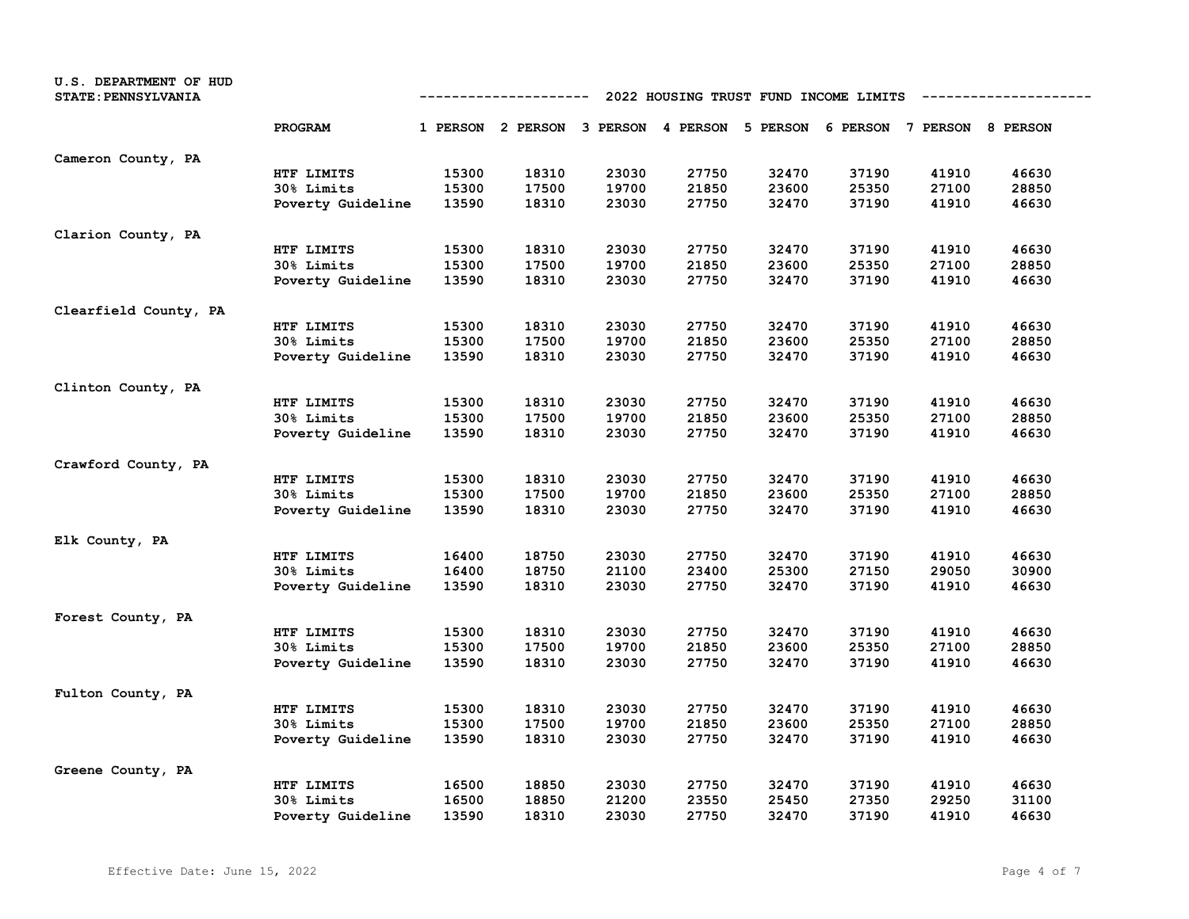U.S. DEPARTMENT OF HUD
STATE: PENNSYLVANIA

## 2022 HOUSING TRUST FUND INCOME LIMITS

| | PROGRAM | 1 PERSON | 2 PERSON | 3 PERSON | 4 PERSON | 5 PERSON | 6 PERSON | 7 PERSON | 8 PERSON |
|---|---|---|---|---|---|---|---|---|---|
| Cameron County, PA | | | | | | | | | |
| | HTF LIMITS | 15300 | 18310 | 23030 | 27750 | 32470 | 37190 | 41910 | 46630 |
| | 30% Limits | 15300 | 17500 | 19700 | 21850 | 23600 | 25350 | 27100 | 28850 |
| | Poverty Guideline | 13590 | 18310 | 23030 | 27750 | 32470 | 37190 | 41910 | 46630 |
| Clarion County, PA | | | | | | | | | |
| | HTF LIMITS | 15300 | 18310 | 23030 | 27750 | 32470 | 37190 | 41910 | 46630 |
| | 30% Limits | 15300 | 17500 | 19700 | 21850 | 23600 | 25350 | 27100 | 28850 |
| | Poverty Guideline | 13590 | 18310 | 23030 | 27750 | 32470 | 37190 | 41910 | 46630 |
| Clearfield County, PA | | | | | | | | | |
| | HTF LIMITS | 15300 | 18310 | 23030 | 27750 | 32470 | 37190 | 41910 | 46630 |
| | 30% Limits | 15300 | 17500 | 19700 | 21850 | 23600 | 25350 | 27100 | 28850 |
| | Poverty Guideline | 13590 | 18310 | 23030 | 27750 | 32470 | 37190 | 41910 | 46630 |
| Clinton County, PA | | | | | | | | | |
| | HTF LIMITS | 15300 | 18310 | 23030 | 27750 | 32470 | 37190 | 41910 | 46630 |
| | 30% Limits | 15300 | 17500 | 19700 | 21850 | 23600 | 25350 | 27100 | 28850 |
| | Poverty Guideline | 13590 | 18310 | 23030 | 27750 | 32470 | 37190 | 41910 | 46630 |
| Crawford County, PA | | | | | | | | | |
| | HTF LIMITS | 15300 | 18310 | 23030 | 27750 | 32470 | 37190 | 41910 | 46630 |
| | 30% Limits | 15300 | 17500 | 19700 | 21850 | 23600 | 25350 | 27100 | 28850 |
| | Poverty Guideline | 13590 | 18310 | 23030 | 27750 | 32470 | 37190 | 41910 | 46630 |
| Elk County, PA | | | | | | | | | |
| | HTF LIMITS | 16400 | 18750 | 23030 | 27750 | 32470 | 37190 | 41910 | 46630 |
| | 30% Limits | 16400 | 18750 | 21100 | 23400 | 25300 | 27150 | 29050 | 30900 |
| | Poverty Guideline | 13590 | 18310 | 23030 | 27750 | 32470 | 37190 | 41910 | 46630 |
| Forest County, PA | | | | | | | | | |
| | HTF LIMITS | 15300 | 18310 | 23030 | 27750 | 32470 | 37190 | 41910 | 46630 |
| | 30% Limits | 15300 | 17500 | 19700 | 21850 | 23600 | 25350 | 27100 | 28850 |
| | Poverty Guideline | 13590 | 18310 | 23030 | 27750 | 32470 | 37190 | 41910 | 46630 |
| Fulton County, PA | | | | | | | | | |
| | HTF LIMITS | 15300 | 18310 | 23030 | 27750 | 32470 | 37190 | 41910 | 46630 |
| | 30% Limits | 15300 | 17500 | 19700 | 21850 | 23600 | 25350 | 27100 | 28850 |
| | Poverty Guideline | 13590 | 18310 | 23030 | 27750 | 32470 | 37190 | 41910 | 46630 |
| Greene County, PA | | | | | | | | | |
| | HTF LIMITS | 16500 | 18850 | 23030 | 27750 | 32470 | 37190 | 41910 | 46630 |
| | 30% Limits | 16500 | 18850 | 21200 | 23550 | 25450 | 27350 | 29250 | 31100 |
| | Poverty Guideline | 13590 | 18310 | 23030 | 27750 | 32470 | 37190 | 41910 | 46630 |

Effective Date: June 15, 2022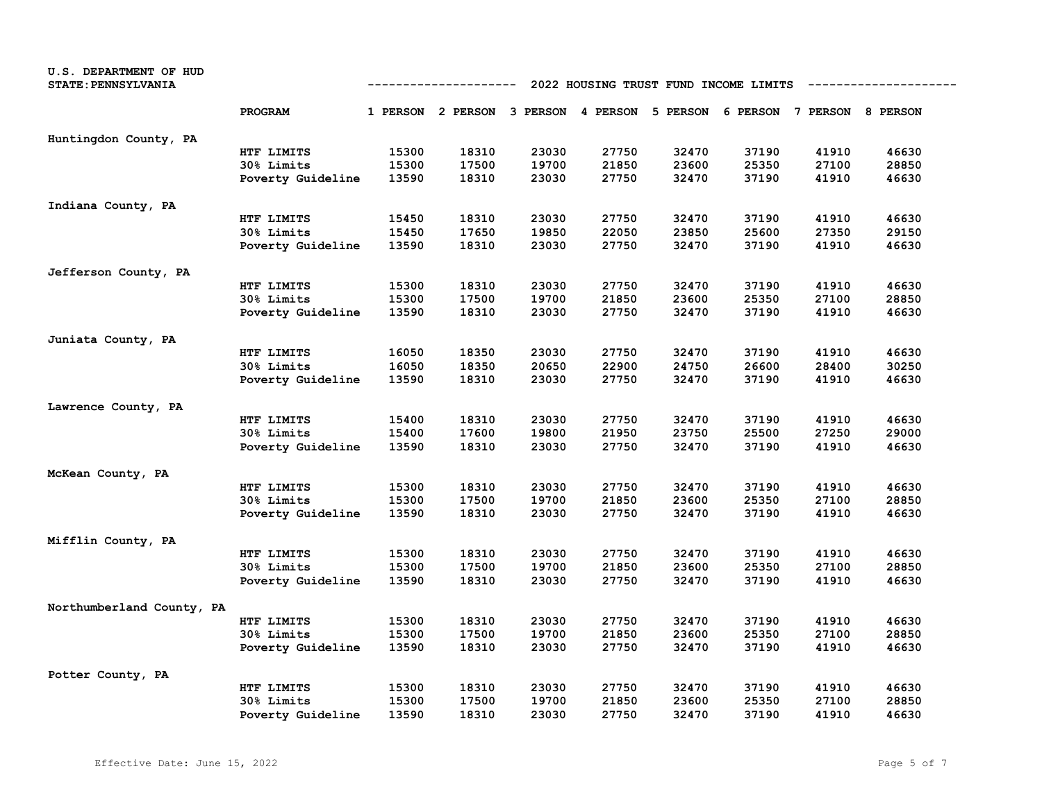U.S. DEPARTMENT OF HUD
STATE: PENNSYLVANIA

## 2022 HOUSING TRUST FUND INCOME LIMITS

| | PROGRAM | 1 PERSON | 2 PERSON | 3 PERSON | 4 PERSON | 5 PERSON | 6 PERSON | 7 PERSON | 8 PERSON |
|---|---|---|---|---|---|---|---|---|---|
| Huntingdon County, PA | | | | | | | | | |
| | HTF LIMITS | 15300 | 18310 | 23030 | 27750 | 32470 | 37190 | 41910 | 46630 |
| | 30% Limits | 15300 | 17500 | 19700 | 21850 | 23600 | 25350 | 27100 | 28850 |
| | Poverty Guideline | 13590 | 18310 | 23030 | 27750 | 32470 | 37190 | 41910 | 46630 |
| Indiana County, PA | | | | | | | | | |
| | HTF LIMITS | 15450 | 18310 | 23030 | 27750 | 32470 | 37190 | 41910 | 46630 |
| | 30% Limits | 15450 | 17650 | 19850 | 22050 | 23850 | 25600 | 27350 | 29150 |
| | Poverty Guideline | 13590 | 18310 | 23030 | 27750 | 32470 | 37190 | 41910 | 46630 |
| Jefferson County, PA | | | | | | | | | |
| | HTF LIMITS | 15300 | 18310 | 23030 | 27750 | 32470 | 37190 | 41910 | 46630 |
| | 30% Limits | 15300 | 17500 | 19700 | 21850 | 23600 | 25350 | 27100 | 28850 |
| | Poverty Guideline | 13590 | 18310 | 23030 | 27750 | 32470 | 37190 | 41910 | 46630 |
| Juniata County, PA | | | | | | | | | |
| | HTF LIMITS | 16050 | 18350 | 23030 | 27750 | 32470 | 37190 | 41910 | 46630 |
| | 30% Limits | 16050 | 18350 | 20650 | 22900 | 24750 | 26600 | 28400 | 30250 |
| | Poverty Guideline | 13590 | 18310 | 23030 | 27750 | 32470 | 37190 | 41910 | 46630 |
| Lawrence County, PA | | | | | | | | | |
| | HTF LIMITS | 15400 | 18310 | 23030 | 27750 | 32470 | 37190 | 41910 | 46630 |
| | 30% Limits | 15400 | 17600 | 19800 | 21950 | 23750 | 25500 | 27250 | 29000 |
| | Poverty Guideline | 13590 | 18310 | 23030 | 27750 | 32470 | 37190 | 41910 | 46630 |
| McKean County, PA | | | | | | | | | |
| | HTF LIMITS | 15300 | 18310 | 23030 | 27750 | 32470 | 37190 | 41910 | 46630 |
| | 30% Limits | 15300 | 17500 | 19700 | 21850 | 23600 | 25350 | 27100 | 28850 |
| | Poverty Guideline | 13590 | 18310 | 23030 | 27750 | 32470 | 37190 | 41910 | 46630 |
| Mifflin County, PA | | | | | | | | | |
| | HTF LIMITS | 15300 | 18310 | 23030 | 27750 | 32470 | 37190 | 41910 | 46630 |
| | 30% Limits | 15300 | 17500 | 19700 | 21850 | 23600 | 25350 | 27100 | 28850 |
| | Poverty Guideline | 13590 | 18310 | 23030 | 27750 | 32470 | 37190 | 41910 | 46630 |
| Northumberland County, PA | | | | | | | | | |
| | HTF LIMITS | 15300 | 18310 | 23030 | 27750 | 32470 | 37190 | 41910 | 46630 |
| | 30% Limits | 15300 | 17500 | 19700 | 21850 | 23600 | 25350 | 27100 | 28850 |
| | Poverty Guideline | 13590 | 18310 | 23030 | 27750 | 32470 | 37190 | 41910 | 46630 |
| Potter County, PA | | | | | | | | | |
| | HTF LIMITS | 15300 | 18310 | 23030 | 27750 | 32470 | 37190 | 41910 | 46630 |
| | 30% Limits | 15300 | 17500 | 19700 | 21850 | 23600 | 25350 | 27100 | 28850 |
| | Poverty Guideline | 13590 | 18310 | 23030 | 27750 | 32470 | 37190 | 41910 | 46630 |

Effective Date: June 15, 2022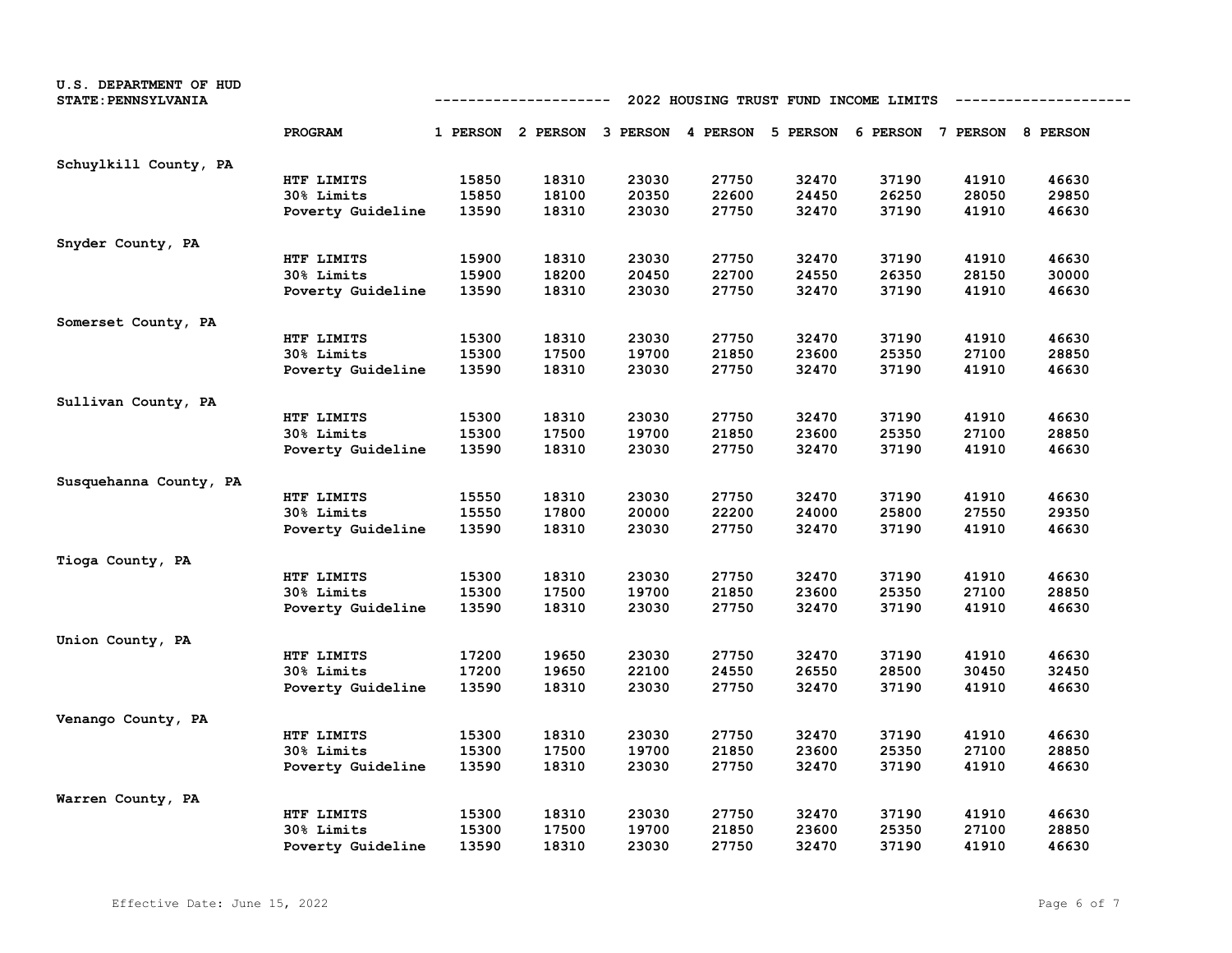U.S. DEPARTMENT OF HUD
STATE: PENNSYLVANIA

## 2022 HOUSING TRUST FUND INCOME LIMITS

| | PROGRAM | 1 PERSON | 2 PERSON | 3 PERSON | 4 PERSON | 5 PERSON | 6 PERSON | 7 PERSON | 8 PERSON |
|---|---|---|---|---|---|---|---|---|---|
| Schuylkill County, PA | | | | | | | | | |
| | HTF LIMITS | 15850 | 18310 | 23030 | 27750 | 32470 | 37190 | 41910 | 46630 |
| | 30% Limits | 15850 | 18100 | 20350 | 22600 | 24450 | 26250 | 28050 | 29850 |
| | Poverty Guideline | 13590 | 18310 | 23030 | 27750 | 32470 | 37190 | 41910 | 46630 |
| Snyder County, PA | | | | | | | | | |
| | HTF LIMITS | 15900 | 18310 | 23030 | 27750 | 32470 | 37190 | 41910 | 46630 |
| | 30% Limits | 15900 | 18200 | 20450 | 22700 | 24550 | 26350 | 28150 | 30000 |
| | Poverty Guideline | 13590 | 18310 | 23030 | 27750 | 32470 | 37190 | 41910 | 46630 |
| Somerset County, PA | | | | | | | | | |
| | HTF LIMITS | 15300 | 18310 | 23030 | 27750 | 32470 | 37190 | 41910 | 46630 |
| | 30% Limits | 15300 | 17500 | 19700 | 21850 | 23600 | 25350 | 27100 | 28850 |
| | Poverty Guideline | 13590 | 18310 | 23030 | 27750 | 32470 | 37190 | 41910 | 46630 |
| Sullivan County, PA | | | | | | | | | |
| | HTF LIMITS | 15300 | 18310 | 23030 | 27750 | 32470 | 37190 | 41910 | 46630 |
| | 30% Limits | 15300 | 17500 | 19700 | 21850 | 23600 | 25350 | 27100 | 28850 |
| | Poverty Guideline | 13590 | 18310 | 23030 | 27750 | 32470 | 37190 | 41910 | 46630 |
| Susquehanna County, PA | | | | | | | | | |
| | HTF LIMITS | 15550 | 18310 | 23030 | 27750 | 32470 | 37190 | 41910 | 46630 |
| | 30% Limits | 15550 | 17800 | 20000 | 22200 | 24000 | 25800 | 27550 | 29350 |
| | Poverty Guideline | 13590 | 18310 | 23030 | 27750 | 32470 | 37190 | 41910 | 46630 |
| Tioga County, PA | | | | | | | | | |
| | HTF LIMITS | 15300 | 18310 | 23030 | 27750 | 32470 | 37190 | 41910 | 46630 |
| | 30% Limits | 15300 | 17500 | 19700 | 21850 | 23600 | 25350 | 27100 | 28850 |
| | Poverty Guideline | 13590 | 18310 | 23030 | 27750 | 32470 | 37190 | 41910 | 46630 |
| Union County, PA | | | | | | | | | |
| | HTF LIMITS | 17200 | 19650 | 23030 | 27750 | 32470 | 37190 | 41910 | 46630 |
| | 30% Limits | 17200 | 19650 | 22100 | 24550 | 26550 | 28500 | 30450 | 32450 |
| | Poverty Guideline | 13590 | 18310 | 23030 | 27750 | 32470 | 37190 | 41910 | 46630 |
| Venango County, PA | | | | | | | | | |
| | HTF LIMITS | 15300 | 18310 | 23030 | 27750 | 32470 | 37190 | 41910 | 46630 |
| | 30% Limits | 15300 | 17500 | 19700 | 21850 | 23600 | 25350 | 27100 | 28850 |
| | Poverty Guideline | 13590 | 18310 | 23030 | 27750 | 32470 | 37190 | 41910 | 46630 |
| Warren County, PA | | | | | | | | | |
| | HTF LIMITS | 15300 | 18310 | 23030 | 27750 | 32470 | 37190 | 41910 | 46630 |
| | 30% Limits | 15300 | 17500 | 19700 | 21850 | 23600 | 25350 | 27100 | 28850 |
| | Poverty Guideline | 13590 | 18310 | 23030 | 27750 | 32470 | 37190 | 41910 | 46630 |

Effective Date: June 15, 2022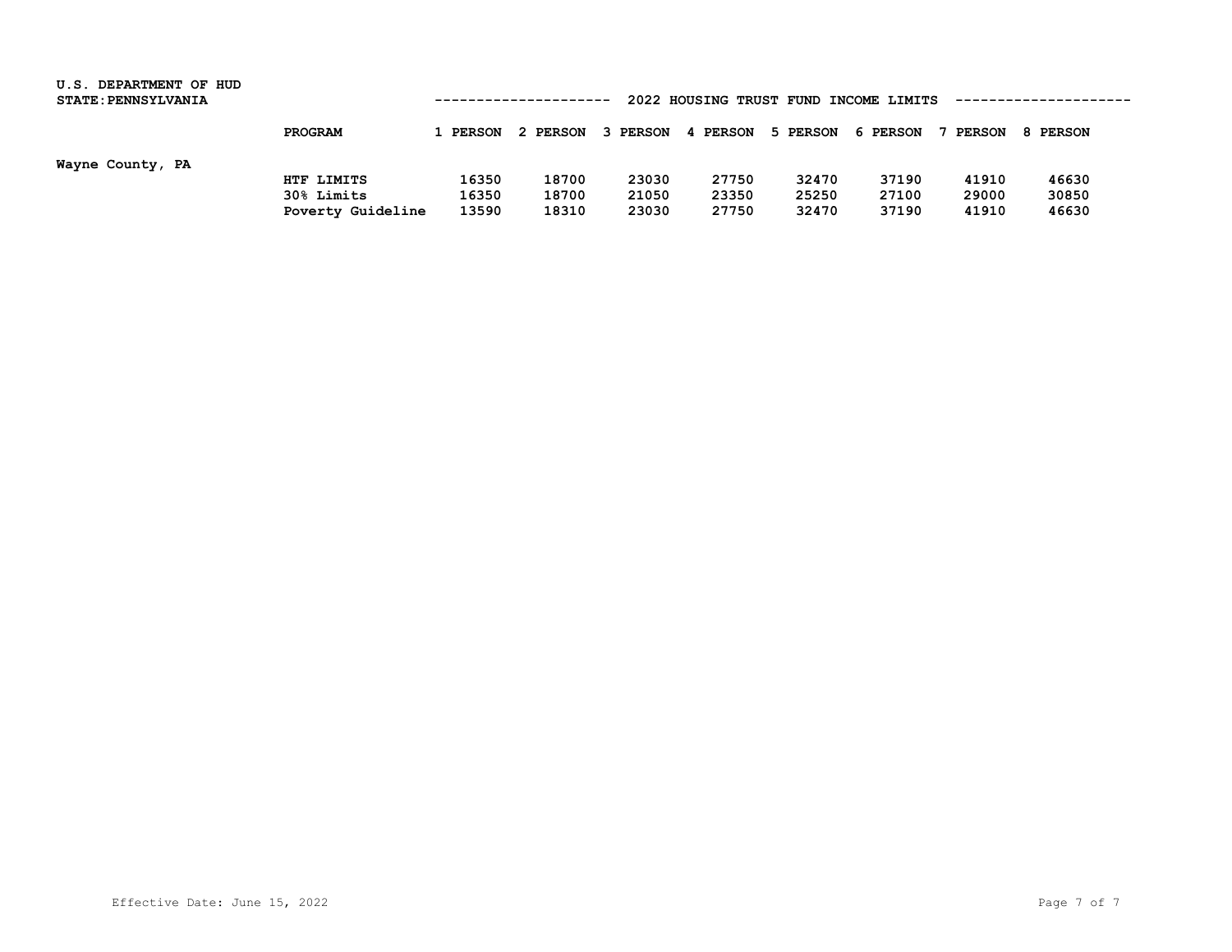**U.S. DEPARTMENT OF HUD**
**STATE: PENNSYLVANIA**

## 2022 HOUSING TRUST FUND INCOME LIMITS

| | PROGRAM | 1 PERSON | 2 PERSON | 3 PERSON | 4 PERSON | 5 PERSON | 6 PERSON | 7 PERSON | 8 PERSON |
|---|---|---|---|---|---|---|---|---|---|
| Wayne County, PA | | | | | | | | | |
| | HTF LIMITS | 16350 | 18700 | 23030 | 27750 | 32470 | 37190 | 41910 | 46630 |
| | 30% Limits | 16350 | 18700 | 21050 | 23350 | 25250 | 27100 | 29000 | 30850 |
| | Poverty Guideline | 13590 | 18310 | 23030 | 27750 | 32470 | 37190 | 41910 | 46630 |

Effective Date: June 15, 2022